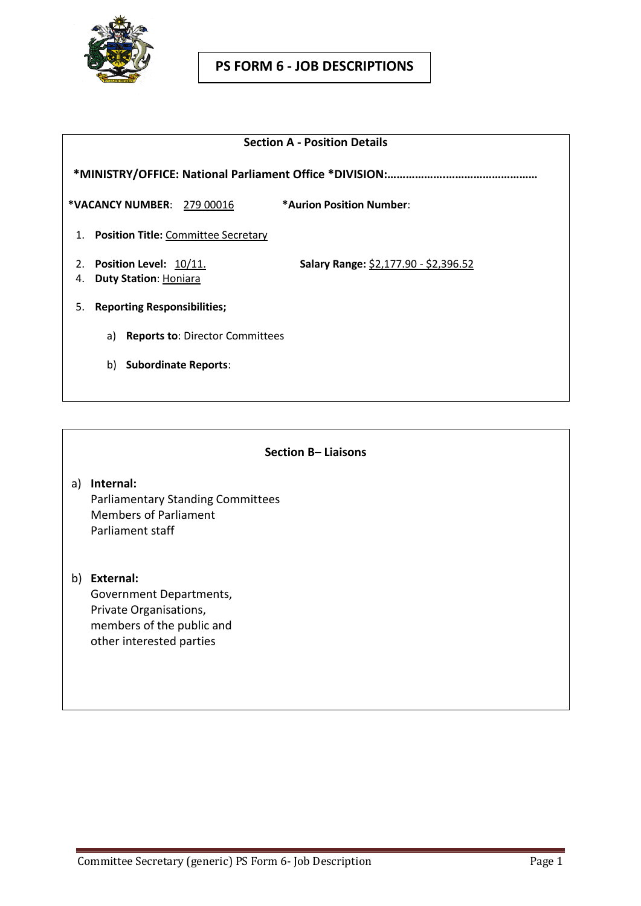# PS FORM 6 - JOB DESCRIPTIONS

## Section A - Position Details

**\*MINISTRY/OFFICE: National Parliament Office \*DIVISION:………………..…………………………**

**\*VACANCY NUMBER**: 279 00016 **\*Aurion Position Number**:

1. **Position Title:** Committee Secretary
2. **Position Level:** 10/11. **Salary Range:** $2,177.90 - $2,396.52
4. **Duty Station**: Honiara
5. **Reporting Responsibilities;**
   a) **Reports to**: Director Committees
   b) **Subordinate Reports**:

## Section B– Liaisons

a) **Internal:**
Parliamentary Standing Committees
Members of Parliament
Parliament staff

b) **External:**
Government Departments,
Private Organisations,
members of the public and
other interested parties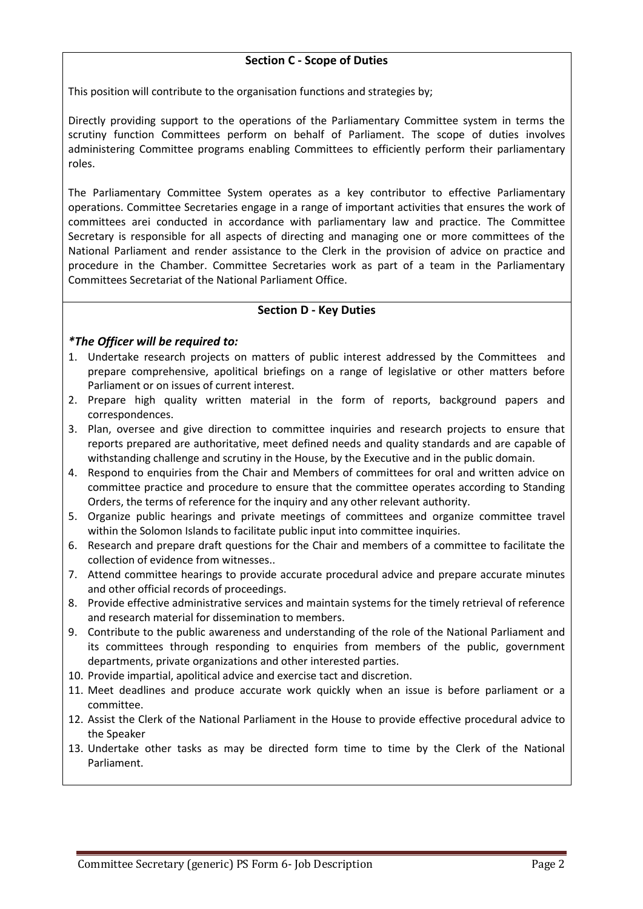## Section C - Scope of Duties

This position will contribute to the organisation functions and strategies by;

Directly providing support to the operations of the Parliamentary Committee system in terms the scrutiny function Committees perform on behalf of Parliament. The scope of duties involves administering Committee programs enabling Committees to efficiently perform their parliamentary roles.

The Parliamentary Committee System operates as a key contributor to effective Parliamentary operations. Committee Secretaries engage in a range of important activities that ensures the work of committees arei conducted in accordance with parliamentary law and practice. The Committee Secretary is responsible for all aspects of directing and managing one or more committees of the National Parliament and render assistance to the Clerk in the provision of advice on practice and procedure in the Chamber. Committee Secretaries work as part of a team in the Parliamentary Committees Secretariat of the National Parliament Office.

## Section D - Key Duties

***The Officer will be required to:***

1. Undertake research projects on matters of public interest addressed by the Committees and prepare comprehensive, apolitical briefings on a range of legislative or other matters before Parliament or on issues of current interest.
2. Prepare high quality written material in the form of reports, background papers and correspondences.
3. Plan, oversee and give direction to committee inquiries and research projects to ensure that reports prepared are authoritative, meet defined needs and quality standards and are capable of withstanding challenge and scrutiny in the House, by the Executive and in the public domain.
4. Respond to enquiries from the Chair and Members of committees for oral and written advice on committee practice and procedure to ensure that the committee operates according to Standing Orders, the terms of reference for the inquiry and any other relevant authority.
5. Organize public hearings and private meetings of committees and organize committee travel within the Solomon Islands to facilitate public input into committee inquiries.
6. Research and prepare draft questions for the Chair and members of a committee to facilitate the collection of evidence from witnesses..
7. Attend committee hearings to provide accurate procedural advice and prepare accurate minutes and other official records of proceedings.
8. Provide effective administrative services and maintain systems for the timely retrieval of reference and research material for dissemination to members.
9. Contribute to the public awareness and understanding of the role of the National Parliament and its committees through responding to enquiries from members of the public, government departments, private organizations and other interested parties.
10. Provide impartial, apolitical advice and exercise tact and discretion.
11. Meet deadlines and produce accurate work quickly when an issue is before parliament or a committee.
12. Assist the Clerk of the National Parliament in the House to provide effective procedural advice to the Speaker
13. Undertake other tasks as may be directed form time to time by the Clerk of the National Parliament.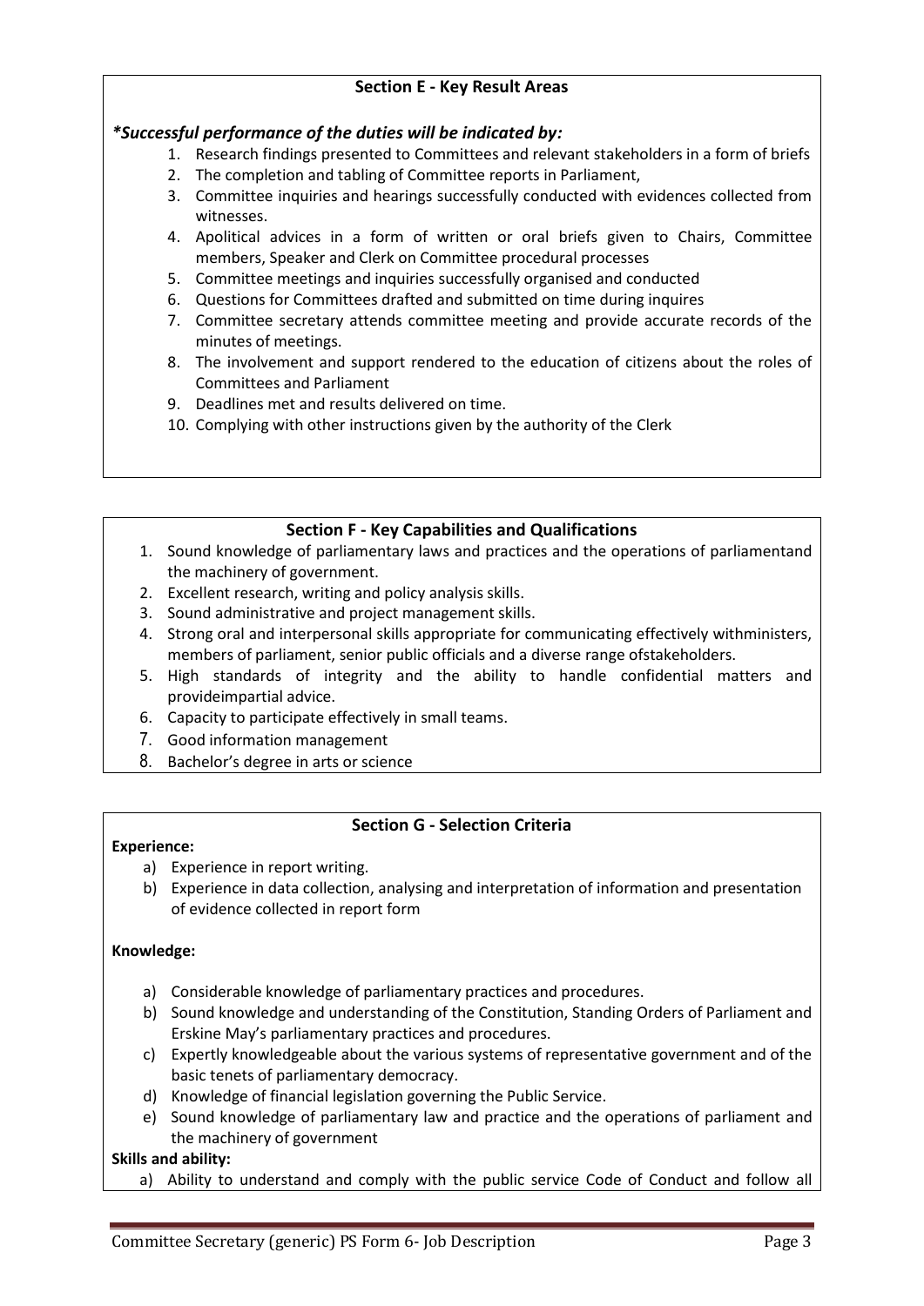### Section E - Key Result Areas

***Successful performance of the duties will be indicated by:***

1. Research findings presented to Committees and relevant stakeholders in a form of briefs
2. The completion and tabling of Committee reports in Parliament,
3. Committee inquiries and hearings successfully conducted with evidences collected from witnesses.
4. Apolitical advices in a form of written or oral briefs given to Chairs, Committee members, Speaker and Clerk on Committee procedural processes
5. Committee meetings and inquiries successfully organised and conducted
6. Questions for Committees drafted and submitted on time during inquires
7. Committee secretary attends committee meeting and provide accurate records of the minutes of meetings.
8. The involvement and support rendered to the education of citizens about the roles of Committees and Parliament
9. Deadlines met and results delivered on time.
10. Complying with other instructions given by the authority of the Clerk

### Section F - Key Capabilities and Qualifications

1. Sound knowledge of parliamentary laws and practices and the operations of parliamentand the machinery of government.
2. Excellent research, writing and policy analysis skills.
3. Sound administrative and project management skills.
4. Strong oral and interpersonal skills appropriate for communicating effectively withministers, members of parliament, senior public officials and a diverse range ofstakeholders.
5. High standards of integrity and the ability to handle confidential matters and provideimpartial advice.
6. Capacity to participate effectively in small teams.
7. Good information management
8. Bachelor's degree in arts or science

### Section G - Selection Criteria

**Experience:**

a) Experience in report writing.
b) Experience in data collection, analysing and interpretation of information and presentation of evidence collected in report form

**Knowledge:**

a) Considerable knowledge of parliamentary practices and procedures.
b) Sound knowledge and understanding of the Constitution, Standing Orders of Parliament and Erskine May's parliamentary practices and procedures.
c) Expertly knowledgeable about the various systems of representative government and of the basic tenets of parliamentary democracy.
d) Knowledge of financial legislation governing the Public Service.
e) Sound knowledge of parliamentary law and practice and the operations of parliament and the machinery of government

**Skills and ability:**

a) Ability to understand and comply with the public service Code of Conduct and follow all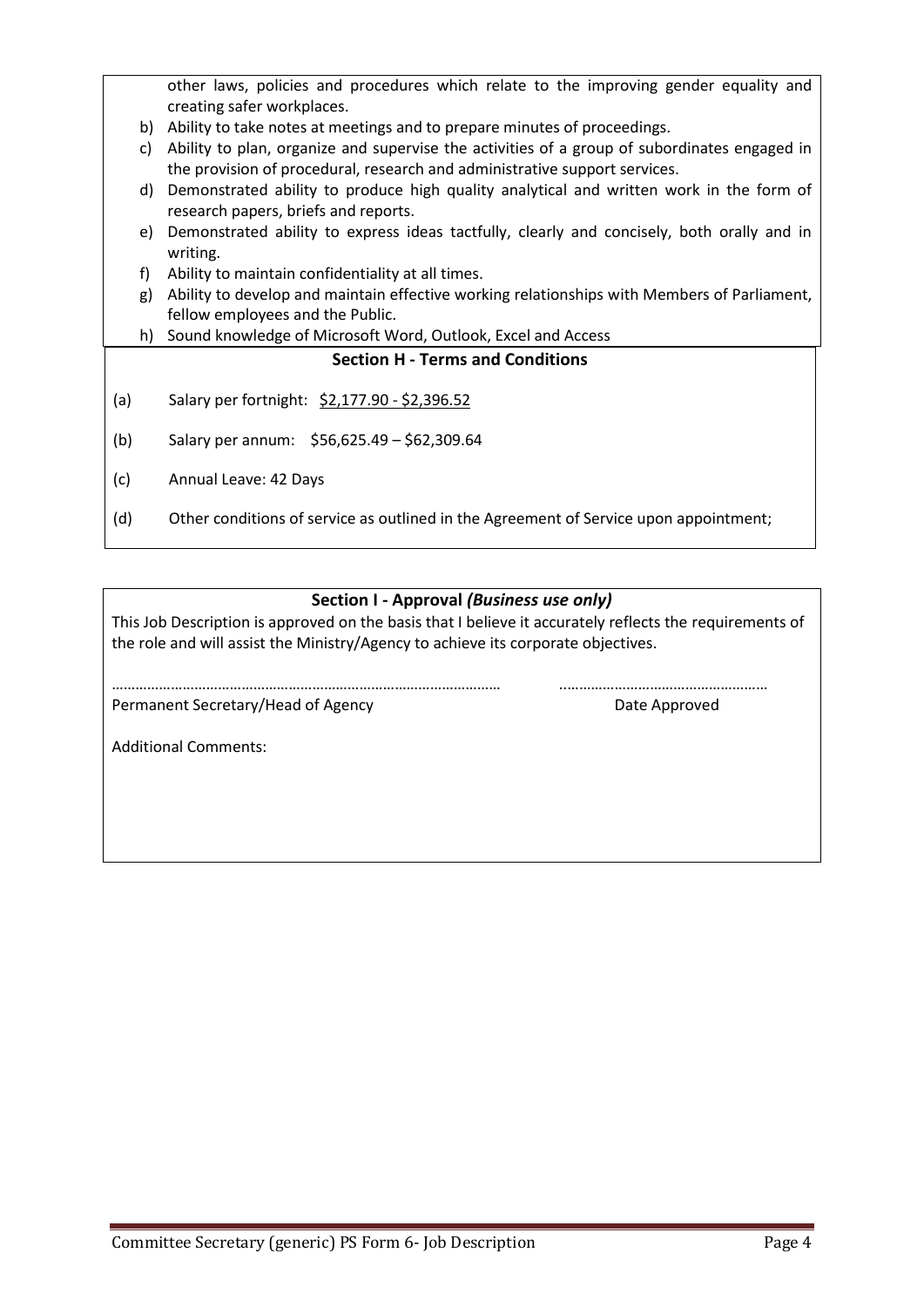other laws, policies and procedures which relate to the improving gender equality and creating safer workplaces.

b) Ability to take notes at meetings and to prepare minutes of proceedings.
c) Ability to plan, organize and supervise the activities of a group of subordinates engaged in the provision of procedural, research and administrative support services.
d) Demonstrated ability to produce high quality analytical and written work in the form of research papers, briefs and reports.
e) Demonstrated ability to express ideas tactfully, clearly and concisely, both orally and in writing.
f) Ability to maintain confidentiality at all times.
g) Ability to develop and maintain effective working relationships with Members of Parliament, fellow employees and the Public.
h) Sound knowledge of Microsoft Word, Outlook, Excel and Access

## Section H - Terms and Conditions

(a) Salary per fortnight: $2,177.90 - $2,396.52

(b) Salary per annum: $56,625.49 – $62,309.64

(c) Annual Leave: 42 Days

(d) Other conditions of service as outlined in the Agreement of Service upon appointment;

## Section I - Approval *(Business use only)*

This Job Description is approved on the basis that I believe it accurately reflects the requirements of the role and will assist the Ministry/Agency to achieve its corporate objectives.

……………………………………………………………………………………  ……………………………………………

Permanent Secretary/Head of Agency  Date Approved

Additional Comments: